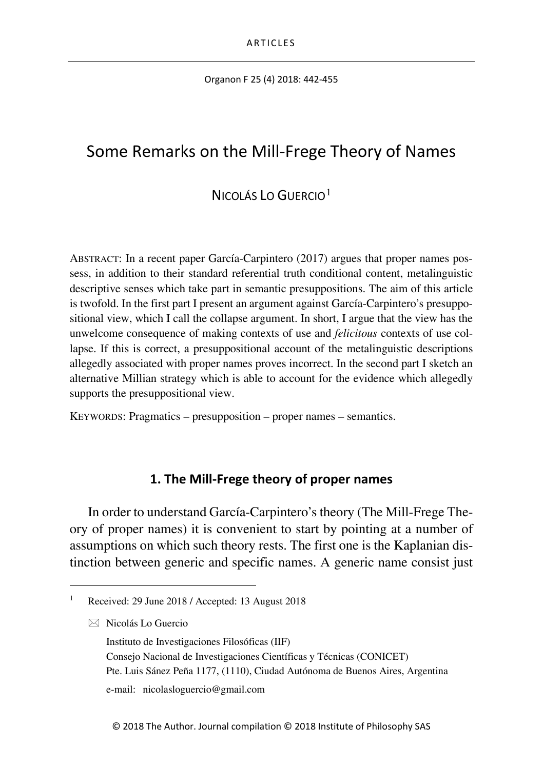# Some Remarks on the Mill-Frege Theory of Names

NICOLÁS LO GUERCIO[1]

ABSTRACT: In a recent paper García-Carpintero (2017) argues that proper names possess, in addition to their standard referential truth conditional content, metalinguistic descriptive senses which take part in semantic presuppositions. The aim of this article is twofold. In the first part I present an argument against García-Carpintero's presuppositional view, which I call the collapse argument. In short, I argue that the view has the unwelcome consequence of making contexts of use and *felicitous* contexts of use collapse. If this is correct, a presuppositional account of the metalinguistic descriptions allegedly associated with proper names proves incorrect. In the second part I sketch an alternative Millian strategy which is able to account for the evidence which allegedly supports the presuppositional view.

KEYWORDS: Pragmatics – presupposition – proper names – semantics.

## 1. The Mill-Frege theory of proper names

In order to understand García-Carpintero's theory (The Mill-Frege Theory of proper names) it is convenient to start by pointing at a number of assumptions on which such theory rests. The first one is the Kaplanian distinction between generic and specific names. A generic name consist just

---

[1] Received: 29 June 2018 / Accepted: 13 August 2018

Nicolás Lo Guercio
Instituto de Investigaciones Filosóficas (IIF)
Consejo Nacional de Investigaciones Científicas y Técnicas (CONICET)
Pte. Luis Sánez Peña 1177, (1110), Ciudad Autónoma de Buenos Aires, Argentina
e-mail: nicolasloguercio@gmail.com

© 2018 The Author. Journal compilation © 2018 Institute of Philosophy SAS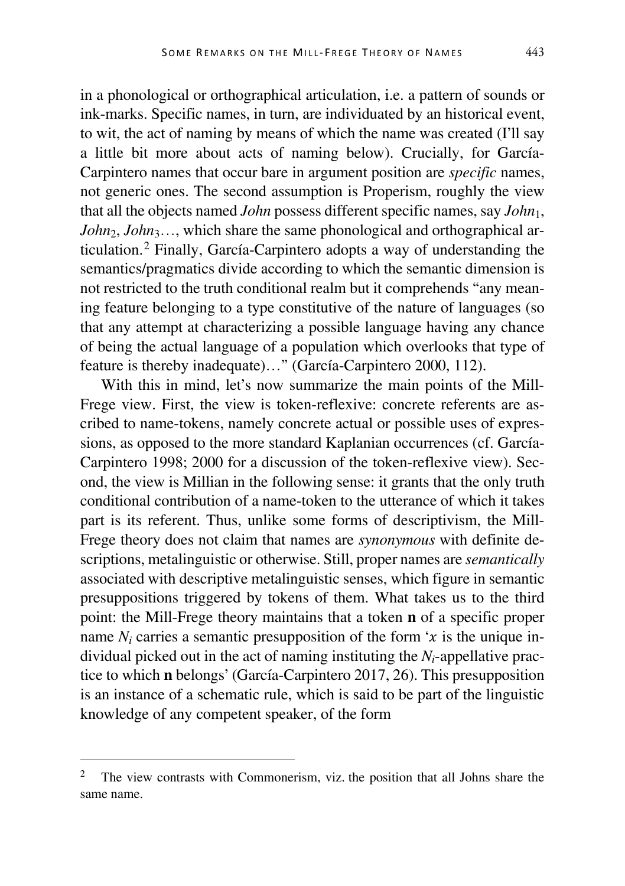in a phonological or orthographical articulation, i.e. a pattern of sounds or ink-marks. Specific names, in turn, are individuated by an historical event, to wit, the act of naming by means of which the name was created (I'll say a little bit more about acts of naming below). Crucially, for García-Carpintero names that occur bare in argument position are *specific* names, not generic ones. The second assumption is Properism, roughly the view that all the objects named *John* possess different specific names, say $John_1$, $John_2$, $John_3$…, which share the same phonological and orthographical articulation.[2] Finally, García-Carpintero adopts a way of understanding the semantics/pragmatics divide according to which the semantic dimension is not restricted to the truth conditional realm but it comprehends "any meaning feature belonging to a type constitutive of the nature of languages (so that any attempt at characterizing a possible language having any chance of being the actual language of a population which overlooks that type of feature is thereby inadequate)…" (García-Carpintero 2000, 112).

With this in mind, let's now summarize the main points of the Mill-Frege view. First, the view is token-reflexive: concrete referents are ascribed to name-tokens, namely concrete actual or possible uses of expressions, as opposed to the more standard Kaplanian occurrences (cf. García-Carpintero 1998; 2000 for a discussion of the token-reflexive view). Second, the view is Millian in the following sense: it grants that the only truth conditional contribution of a name-token to the utterance of which it takes part is its referent. Thus, unlike some forms of descriptivism, the Mill-Frege theory does not claim that names are *synonymous* with definite descriptions, metalinguistic or otherwise. Still, proper names are *semantically* associated with descriptive metalinguistic senses, which figure in semantic presuppositions triggered by tokens of them. What takes us to the third point: the Mill-Frege theory maintains that a token **n** of a specific proper name $N_i$ carries a semantic presupposition of the form '$x$ is the unique individual picked out in the act of naming instituting the $N_i$-appellative practice to which **n** belongs' (García-Carpintero 2017, 26). This presupposition is an instance of a schematic rule, which is said to be part of the linguistic knowledge of any competent speaker, of the form

[2] The view contrasts with Commonerism, viz. the position that all Johns share the same name.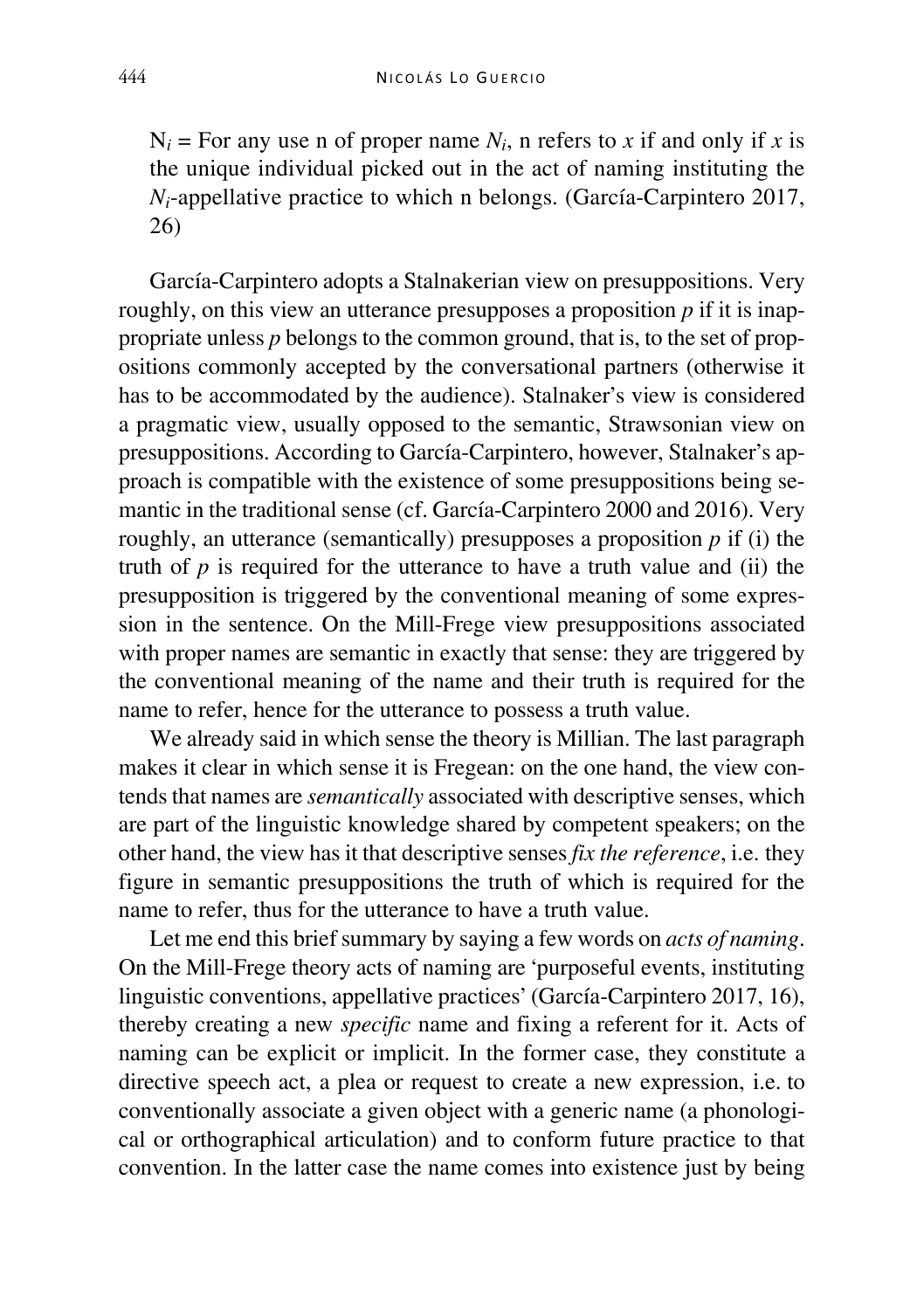$N_i$ = For any use n of proper name $N_i$, n refers to $x$ if and only if $x$ is the unique individual picked out in the act of naming instituting the $N_i$-appellative practice to which n belongs. (García-Carpintero 2017, 26)

García-Carpintero adopts a Stalnakerian view on presuppositions. Very roughly, on this view an utterance presupposes a proposition $p$ if it is inappropriate unless $p$ belongs to the common ground, that is, to the set of propositions commonly accepted by the conversational partners (otherwise it has to be accommodated by the audience). Stalnaker's view is considered a pragmatic view, usually opposed to the semantic, Strawsonian view on presuppositions. According to García-Carpintero, however, Stalnaker's approach is compatible with the existence of some presuppositions being semantic in the traditional sense (cf. García-Carpintero 2000 and 2016). Very roughly, an utterance (semantically) presupposes a proposition $p$ if (i) the truth of $p$ is required for the utterance to have a truth value and (ii) the presupposition is triggered by the conventional meaning of some expression in the sentence. On the Mill-Frege view presuppositions associated with proper names are semantic in exactly that sense: they are triggered by the conventional meaning of the name and their truth is required for the name to refer, hence for the utterance to possess a truth value.

We already said in which sense the theory is Millian. The last paragraph makes it clear in which sense it is Fregean: on the one hand, the view contends that names are *semantically* associated with descriptive senses, which are part of the linguistic knowledge shared by competent speakers; on the other hand, the view has it that descriptive senses *fix the reference*, i.e. they figure in semantic presuppositions the truth of which is required for the name to refer, thus for the utterance to have a truth value.

Let me end this brief summary by saying a few words on *acts of naming*. On the Mill-Frege theory acts of naming are 'purposeful events, instituting linguistic conventions, appellative practices' (García-Carpintero 2017, 16), thereby creating a new *specific* name and fixing a referent for it. Acts of naming can be explicit or implicit. In the former case, they constitute a directive speech act, a plea or request to create a new expression, i.e. to conventionally associate a given object with a generic name (a phonological or orthographical articulation) and to conform future practice to that convention. In the latter case the name comes into existence just by being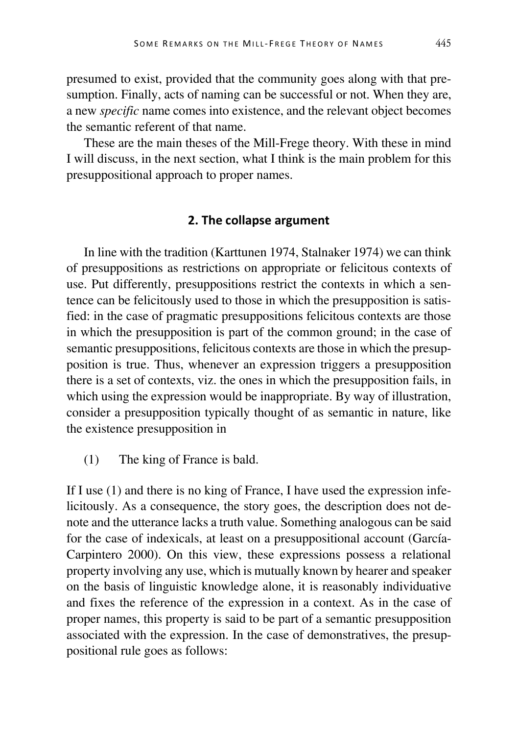presumed to exist, provided that the community goes along with that presumption. Finally, acts of naming can be successful or not. When they are, a new *specific* name comes into existence, and the relevant object becomes the semantic referent of that name.

These are the main theses of the Mill-Frege theory. With these in mind I will discuss, in the next section, what I think is the main problem for this presuppositional approach to proper names.

## 2. The collapse argument

In line with the tradition (Karttunen 1974, Stalnaker 1974) we can think of presuppositions as restrictions on appropriate or felicitous contexts of use. Put differently, presuppositions restrict the contexts in which a sentence can be felicitously used to those in which the presupposition is satisfied: in the case of pragmatic presuppositions felicitous contexts are those in which the presupposition is part of the common ground; in the case of semantic presuppositions, felicitous contexts are those in which the presupposition is true. Thus, whenever an expression triggers a presupposition there is a set of contexts, viz. the ones in which the presupposition fails, in which using the expression would be inappropriate. By way of illustration, consider a presupposition typically thought of as semantic in nature, like the existence presupposition in

(1) The king of France is bald.

If I use (1) and there is no king of France, I have used the expression infelicitously. As a consequence, the story goes, the description does not denote and the utterance lacks a truth value. Something analogous can be said for the case of indexicals, at least on a presuppositional account (García-Carpintero 2000). On this view, these expressions possess a relational property involving any use, which is mutually known by hearer and speaker on the basis of linguistic knowledge alone, it is reasonably individuative and fixes the reference of the expression in a context. As in the case of proper names, this property is said to be part of a semantic presupposition associated with the expression. In the case of demonstratives, the presuppositional rule goes as follows: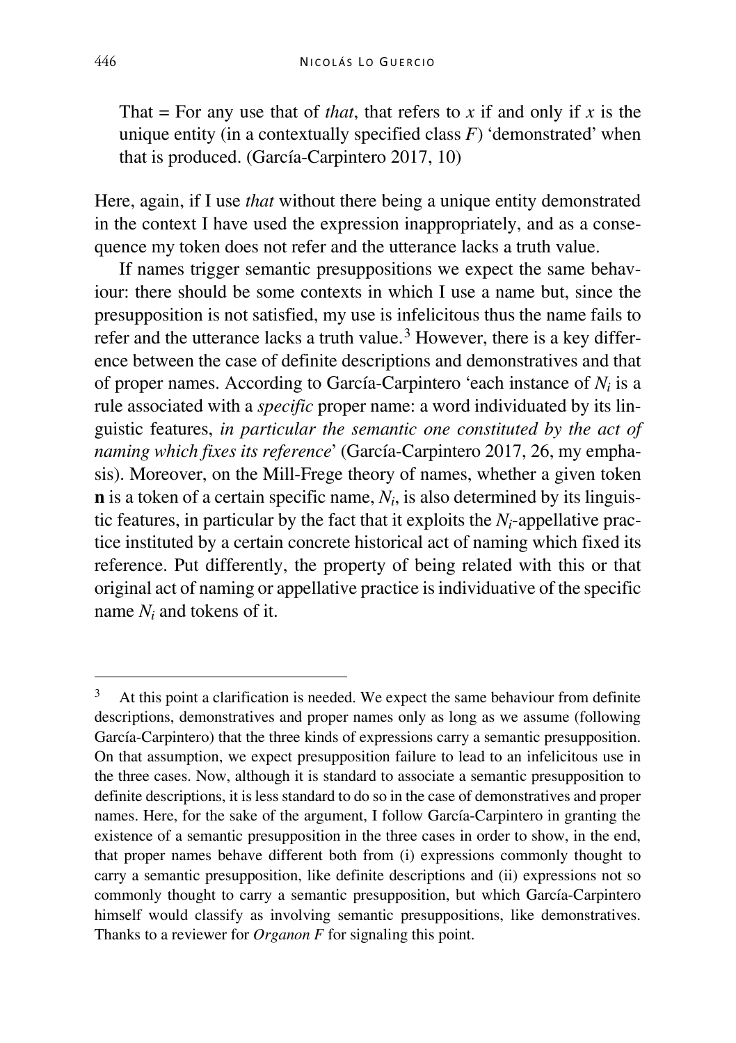> That = For any use that of *that*, that refers to $x$ if and only if $x$ is the unique entity (in a contextually specified class $F$) 'demonstrated' when that is produced. (García-Carpintero 2017, 10)

Here, again, if I use *that* without there being a unique entity demonstrated in the context I have used the expression inappropriately, and as a consequence my token does not refer and the utterance lacks a truth value.

If names trigger semantic presuppositions we expect the same behaviour: there should be some contexts in which I use a name but, since the presupposition is not satisfied, my use is infelicitous thus the name fails to refer and the utterance lacks a truth value.[3] However, there is a key difference between the case of definite descriptions and demonstratives and that of proper names. According to García-Carpintero 'each instance of $N_i$ is a rule associated with a *specific* proper name: a word individuated by its linguistic features, *in particular the semantic one constituted by the act of naming which fixes its reference*' (García-Carpintero 2017, 26, my emphasis). Moreover, on the Mill-Frege theory of names, whether a given token **n** is a token of a certain specific name, $N_i$, is also determined by its linguistic features, in particular by the fact that it exploits the $N_i$-appellative practice instituted by a certain concrete historical act of naming which fixed its reference. Put differently, the property of being related with this or that original act of naming or appellative practice is individuative of the specific name $N_i$ and tokens of it.

---

[3] At this point a clarification is needed. We expect the same behaviour from definite descriptions, demonstratives and proper names only as long as we assume (following García-Carpintero) that the three kinds of expressions carry a semantic presupposition. On that assumption, we expect presupposition failure to lead to an infelicitous use in the three cases. Now, although it is standard to associate a semantic presupposition to definite descriptions, it is less standard to do so in the case of demonstratives and proper names. Here, for the sake of the argument, I follow García-Carpintero in granting the existence of a semantic presupposition in the three cases in order to show, in the end, that proper names behave different both from (i) expressions commonly thought to carry a semantic presupposition, like definite descriptions and (ii) expressions not so commonly thought to carry a semantic presupposition, but which García-Carpintero himself would classify as involving semantic presuppositions, like demonstratives. Thanks to a reviewer for *Organon F* for signaling this point.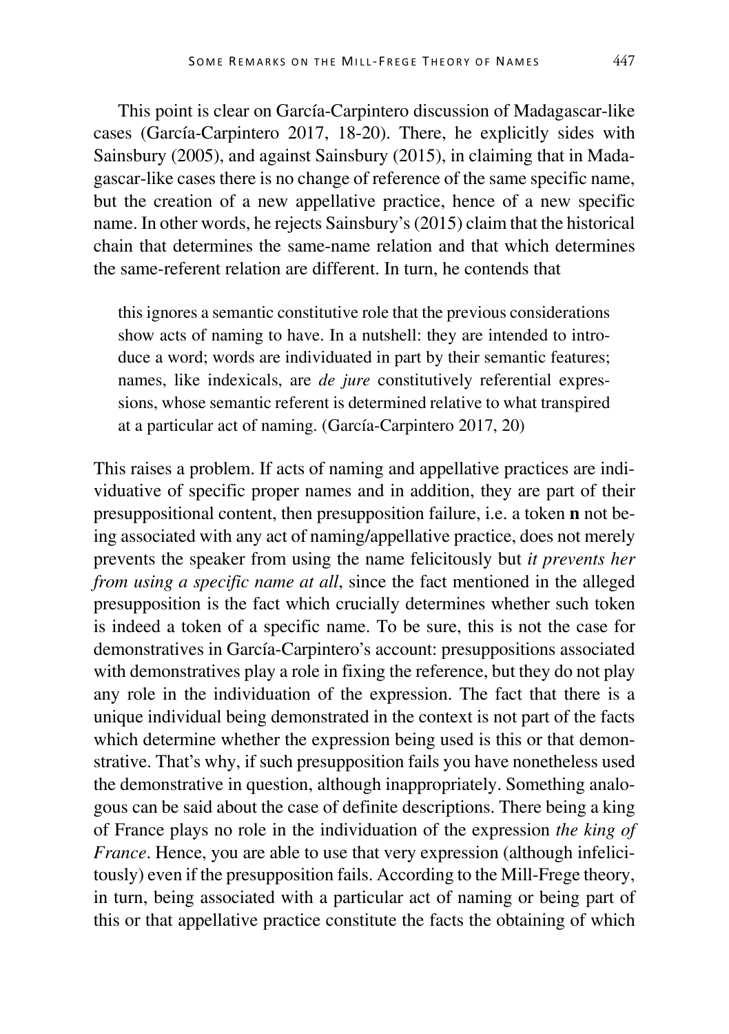This point is clear on García-Carpintero discussion of Madagascar-like cases (García-Carpintero 2017, 18-20). There, he explicitly sides with Sainsbury (2005), and against Sainsbury (2015), in claiming that in Madagascar-like cases there is no change of reference of the same specific name, but the creation of a new appellative practice, hence of a new specific name. In other words, he rejects Sainsbury's (2015) claim that the historical chain that determines the same-name relation and that which determines the same-referent relation are different. In turn, he contends that

> this ignores a semantic constitutive role that the previous considerations show acts of naming to have. In a nutshell: they are intended to introduce a word; words are individuated in part by their semantic features; names, like indexicals, are *de jure* constitutively referential expressions, whose semantic referent is determined relative to what transpired at a particular act of naming. (García-Carpintero 2017, 20)

This raises a problem. If acts of naming and appellative practices are individuative of specific proper names and in addition, they are part of their presuppositional content, then presupposition failure, i.e. a token **n** not being associated with any act of naming/appellative practice, does not merely prevents the speaker from using the name felicitously but *it prevents her from using a specific name at all*, since the fact mentioned in the alleged presupposition is the fact which crucially determines whether such token is indeed a token of a specific name. To be sure, this is not the case for demonstratives in García-Carpintero's account: presuppositions associated with demonstratives play a role in fixing the reference, but they do not play any role in the individuation of the expression. The fact that there is a unique individual being demonstrated in the context is not part of the facts which determine whether the expression being used is this or that demonstrative. That's why, if such presupposition fails you have nonetheless used the demonstrative in question, although inappropriately. Something analogous can be said about the case of definite descriptions. There being a king of France plays no role in the individuation of the expression *the king of France*. Hence, you are able to use that very expression (although infelicitously) even if the presupposition fails. According to the Mill-Frege theory, in turn, being associated with a particular act of naming or being part of this or that appellative practice constitute the facts the obtaining of which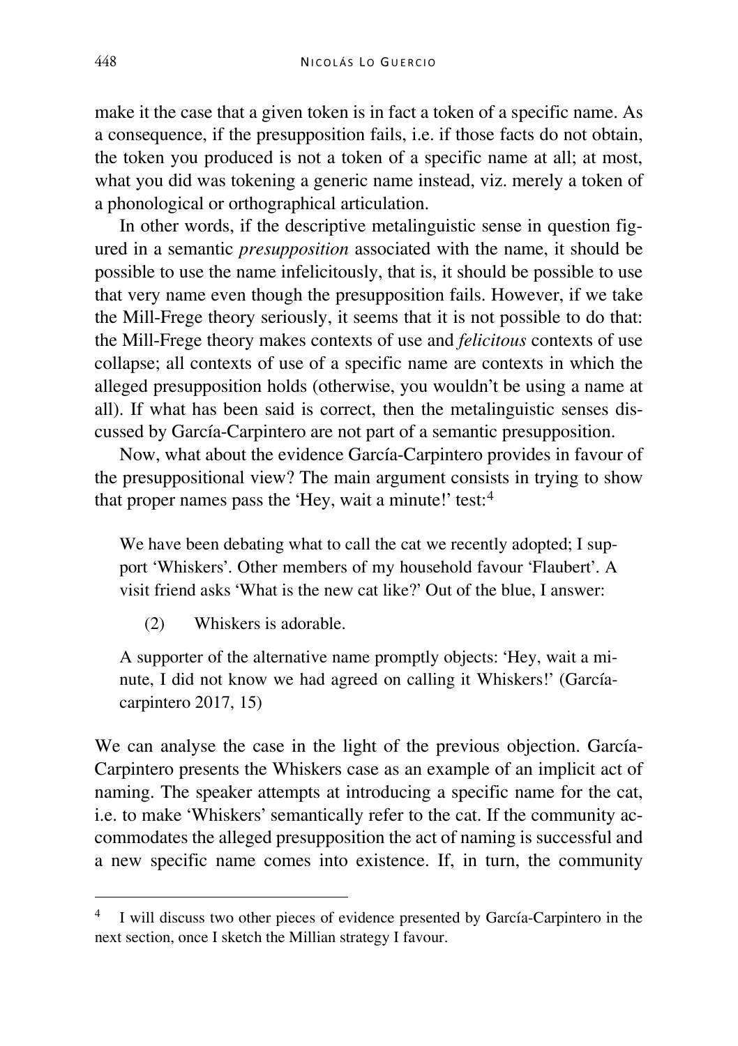make it the case that a given token is in fact a token of a specific name. As a consequence, if the presupposition fails, i.e. if those facts do not obtain, the token you produced is not a token of a specific name at all; at most, what you did was tokening a generic name instead, viz. merely a token of a phonological or orthographical articulation.

In other words, if the descriptive metalinguistic sense in question figured in a semantic *presupposition* associated with the name, it should be possible to use the name infelicitously, that is, it should be possible to use that very name even though the presupposition fails. However, if we take the Mill-Frege theory seriously, it seems that it is not possible to do that: the Mill-Frege theory makes contexts of use and *felicitous* contexts of use collapse; all contexts of use of a specific name are contexts in which the alleged presupposition holds (otherwise, you wouldn't be using a name at all). If what has been said is correct, then the metalinguistic senses discussed by García-Carpintero are not part of a semantic presupposition.

Now, what about the evidence García-Carpintero provides in favour of the presuppositional view? The main argument consists in trying to show that proper names pass the 'Hey, wait a minute!' test:[4]

> We have been debating what to call the cat we recently adopted; I support 'Whiskers'. Other members of my household favour 'Flaubert'. A visit friend asks 'What is the new cat like?' Out of the blue, I answer:
>
> (2) Whiskers is adorable.
>
> A supporter of the alternative name promptly objects: 'Hey, wait a minute, I did not know we had agreed on calling it Whiskers!' (García-carpintero 2017, 15)

We can analyse the case in the light of the previous objection. García-Carpintero presents the Whiskers case as an example of an implicit act of naming. The speaker attempts at introducing a specific name for the cat, i.e. to make 'Whiskers' semantically refer to the cat. If the community accommodates the alleged presupposition the act of naming is successful and a new specific name comes into existence. If, in turn, the community

[4] I will discuss two other pieces of evidence presented by García-Carpintero in the next section, once I sketch the Millian strategy I favour.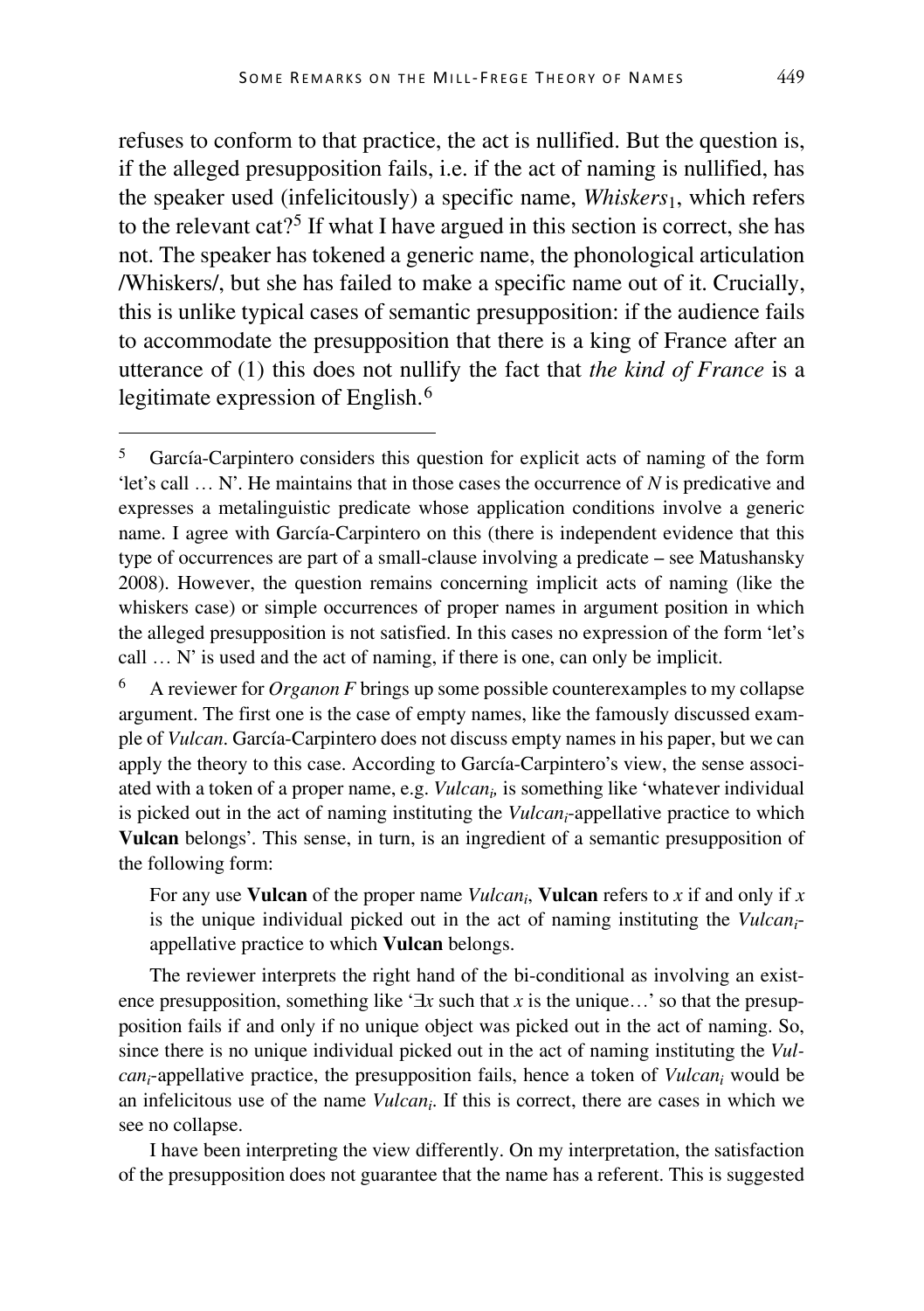refuses to conform to that practice, the act is nullified. But the question is, if the alleged presupposition fails, i.e. if the act of naming is nullified, has the speaker used (infelicitously) a specific name, *Whiskers*$_1$, which refers to the relevant cat?[5] If what I have argued in this section is correct, she has not. The speaker has tokened a generic name, the phonological articulation /Whiskers/, but she has failed to make a specific name out of it. Crucially, this is unlike typical cases of semantic presupposition: if the audience fails to accommodate the presupposition that there is a king of France after an utterance of (1) this does not nullify the fact that *the kind of France* is a legitimate expression of English.[6]

---

[5] García-Carpintero considers this question for explicit acts of naming of the form 'let's call … N'. He maintains that in those cases the occurrence of *N* is predicative and expresses a metalinguistic predicate whose application conditions involve a generic name. I agree with García-Carpintero on this (there is independent evidence that this type of occurrences are part of a small-clause involving a predicate – see Matushansky 2008). However, the question remains concerning implicit acts of naming (like the whiskers case) or simple occurrences of proper names in argument position in which the alleged presupposition is not satisfied. In this cases no expression of the form 'let's call … N' is used and the act of naming, if there is one, can only be implicit.

[6] A reviewer for *Organon F* brings up some possible counterexamples to my collapse argument. The first one is the case of empty names, like the famously discussed example of *Vulcan*. García-Carpintero does not discuss empty names in his paper, but we can apply the theory to this case. According to García-Carpintero's view, the sense associated with a token of a proper name, e.g. *Vulcan*$_i$, is something like 'whatever individual is picked out in the act of naming instituting the *Vulcan*$_i$-appellative practice to which **Vulcan** belongs'. This sense, in turn, is an ingredient of a semantic presupposition of the following form:

> For any use **Vulcan** of the proper name *Vulcan*$_i$, **Vulcan** refers to *x* if and only if *x* is the unique individual picked out in the act of naming instituting the *Vulcan*$_i$-appellative practice to which **Vulcan** belongs.

The reviewer interprets the right hand of the bi-conditional as involving an existence presupposition, something like '$\exists x$ such that *x* is the unique…' so that the presupposition fails if and only if no unique object was picked out in the act of naming. So, since there is no unique individual picked out in the act of naming instituting the *Vulcan*$_i$-appellative practice, the presupposition fails, hence a token of *Vulcan*$_i$ would be an infelicitous use of the name *Vulcan*$_i$. If this is correct, there are cases in which we see no collapse.

I have been interpreting the view differently. On my interpretation, the satisfaction of the presupposition does not guarantee that the name has a referent. This is suggested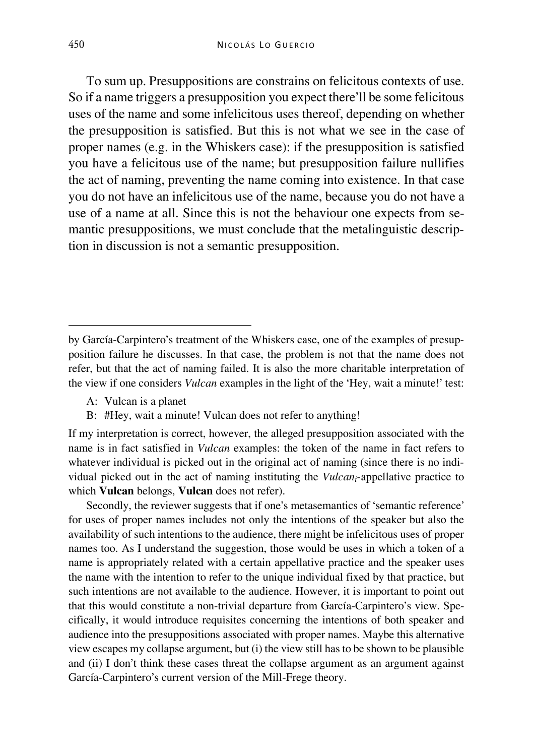To sum up. Presuppositions are constrains on felicitous contexts of use. So if a name triggers a presupposition you expect there'll be some felicitous uses of the name and some infelicitous uses thereof, depending on whether the presupposition is satisfied. But this is not what we see in the case of proper names (e.g. in the Whiskers case): if the presupposition is satisfied you have a felicitous use of the name; but presupposition failure nullifies the act of naming, preventing the name coming into existence. In that case you do not have an infelicitous use of the name, because you do not have a use of a name at all. Since this is not the behaviour one expects from semantic presuppositions, we must conclude that the metalinguistic description in discussion is not a semantic presupposition.

---

by García-Carpintero's treatment of the Whiskers case, one of the examples of presupposition failure he discusses. In that case, the problem is not that the name does not refer, but that the act of naming failed. It is also the more charitable interpretation of the view if one considers *Vulcan* examples in the light of the 'Hey, wait a minute!' test:

A: Vulcan is a planet

B: #Hey, wait a minute! Vulcan does not refer to anything!

If my interpretation is correct, however, the alleged presupposition associated with the name is in fact satisfied in *Vulcan* examples: the token of the name in fact refers to whatever individual is picked out in the original act of naming (since there is no individual picked out in the act of naming instituting the *Vulcan$_i$*-appellative practice to which **Vulcan** belongs, **Vulcan** does not refer).

Secondly, the reviewer suggests that if one's metasemantics of 'semantic reference' for uses of proper names includes not only the intentions of the speaker but also the availability of such intentions to the audience, there might be infelicitous uses of proper names too. As I understand the suggestion, those would be uses in which a token of a name is appropriately related with a certain appellative practice and the speaker uses the name with the intention to refer to the unique individual fixed by that practice, but such intentions are not available to the audience. However, it is important to point out that this would constitute a non-trivial departure from García-Carpintero's view. Specifically, it would introduce requisites concerning the intentions of both speaker and audience into the presuppositions associated with proper names. Maybe this alternative view escapes my collapse argument, but (i) the view still has to be shown to be plausible and (ii) I don't think these cases threat the collapse argument as an argument against García-Carpintero's current version of the Mill-Frege theory.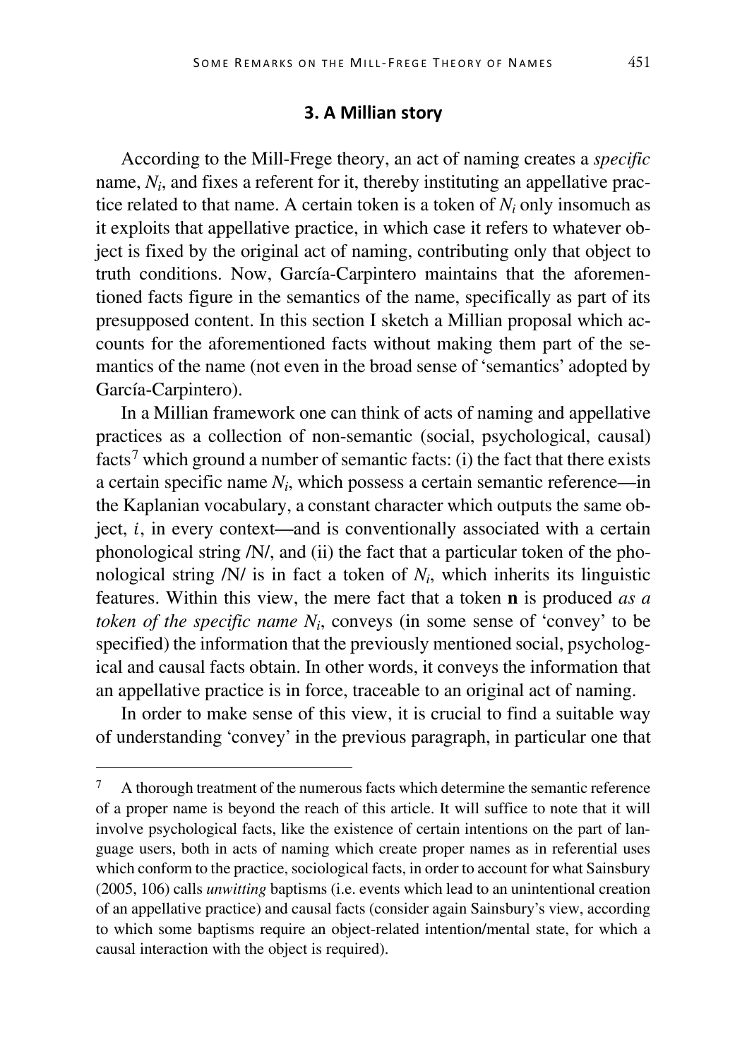## 3. A Millian story

According to the Mill-Frege theory, an act of naming creates a *specific* name, $N_i$, and fixes a referent for it, thereby instituting an appellative practice related to that name. A certain token is a token of $N_i$ only insomuch as it exploits that appellative practice, in which case it refers to whatever object is fixed by the original act of naming, contributing only that object to truth conditions. Now, García-Carpintero maintains that the aforementioned facts figure in the semantics of the name, specifically as part of its presupposed content. In this section I sketch a Millian proposal which accounts for the aforementioned facts without making them part of the semantics of the name (not even in the broad sense of 'semantics' adopted by García-Carpintero).

In a Millian framework one can think of acts of naming and appellative practices as a collection of non-semantic (social, psychological, causal) facts[7] which ground a number of semantic facts: (i) the fact that there exists a certain specific name $N_i$, which possess a certain semantic reference—in the Kaplanian vocabulary, a constant character which outputs the same object, $i$, in every context—and is conventionally associated with a certain phonological string /N/, and (ii) the fact that a particular token of the phonological string /N/ is in fact a token of $N_i$, which inherits its linguistic features. Within this view, the mere fact that a token **n** is produced *as a token of the specific name* $N_i$, conveys (in some sense of 'convey' to be specified) the information that the previously mentioned social, psychological and causal facts obtain. In other words, it conveys the information that an appellative practice is in force, traceable to an original act of naming.

In order to make sense of this view, it is crucial to find a suitable way of understanding 'convey' in the previous paragraph, in particular one that

[7] A thorough treatment of the numerous facts which determine the semantic reference of a proper name is beyond the reach of this article. It will suffice to note that it will involve psychological facts, like the existence of certain intentions on the part of language users, both in acts of naming which create proper names as in referential uses which conform to the practice, sociological facts, in order to account for what Sainsbury (2005, 106) calls *unwitting* baptisms (i.e. events which lead to an unintentional creation of an appellative practice) and causal facts (consider again Sainsbury's view, according to which some baptisms require an object-related intention/mental state, for which a causal interaction with the object is required).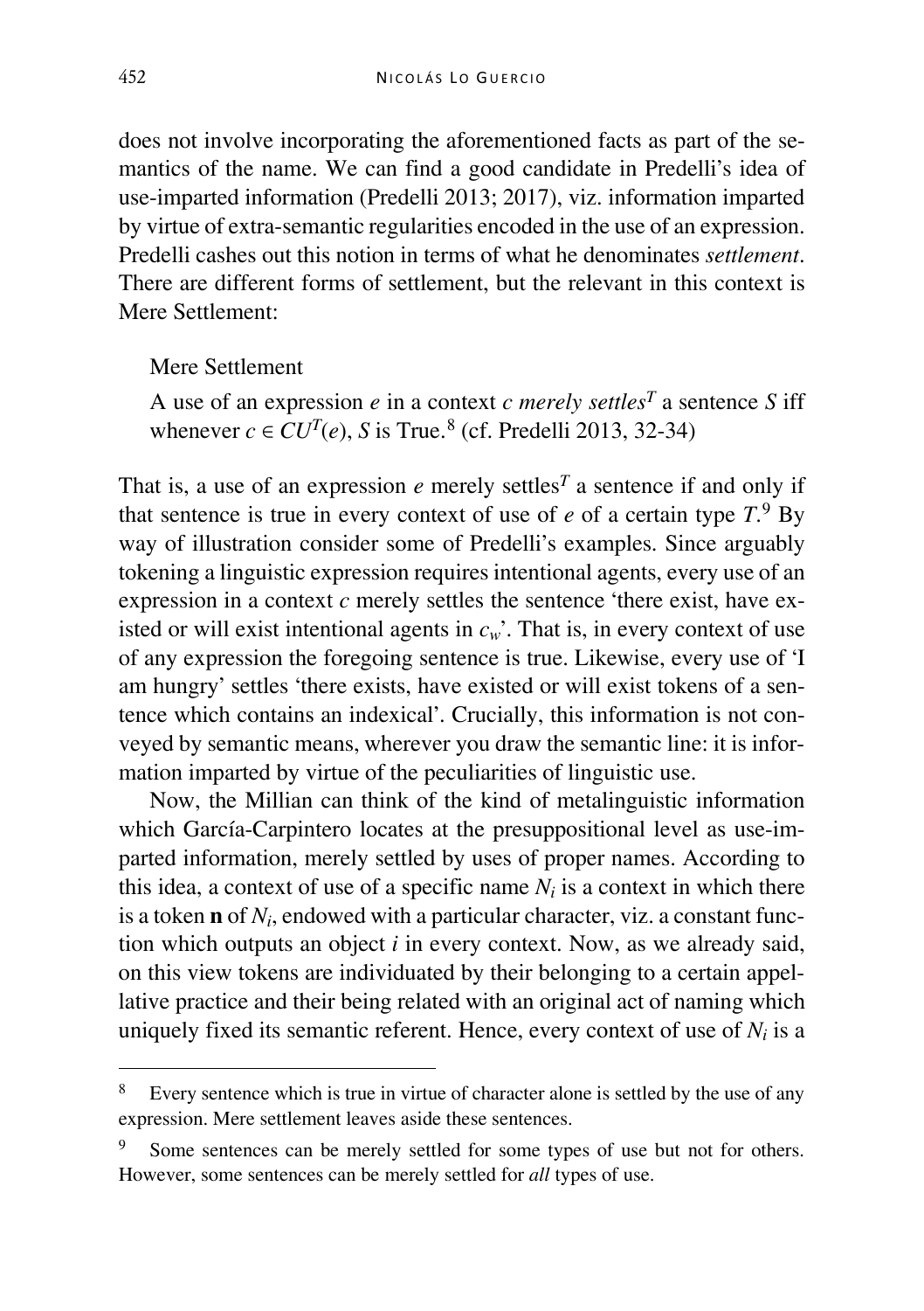does not involve incorporating the aforementioned facts as part of the semantics of the name. We can find a good candidate in Predelli's idea of use-imparted information (Predelli 2013; 2017), viz. information imparted by virtue of extra-semantic regularities encoded in the use of an expression. Predelli cashes out this notion in terms of what he denominates *settlement*. There are different forms of settlement, but the relevant in this context is Mere Settlement:

> Mere Settlement
>
> A use of an expression *e* in a context *c merely settles*$^T$ a sentence *S* iff whenever $c \in CU^T(e)$, *S* is True.[8] (cf. Predelli 2013, 32-34)

That is, a use of an expression *e* merely settles$^T$ a sentence if and only if that sentence is true in every context of use of *e* of a certain type *T*.[9] By way of illustration consider some of Predelli's examples. Since arguably tokening a linguistic expression requires intentional agents, every use of an expression in a context *c* merely settles the sentence 'there exist, have existed or will exist intentional agents in $c_w$'. That is, in every context of use of any expression the foregoing sentence is true. Likewise, every use of 'I am hungry' settles 'there exists, have existed or will exist tokens of a sentence which contains an indexical'. Crucially, this information is not conveyed by semantic means, wherever you draw the semantic line: it is information imparted by virtue of the peculiarities of linguistic use.

Now, the Millian can think of the kind of metalinguistic information which García-Carpintero locates at the presuppositional level as use-imparted information, merely settled by uses of proper names. According to this idea, a context of use of a specific name $N_i$ is a context in which there is a token **n** of $N_i$, endowed with a particular character, viz. a constant function which outputs an object *i* in every context. Now, as we already said, on this view tokens are individuated by their belonging to a certain appellative practice and their being related with an original act of naming which uniquely fixed its semantic referent. Hence, every context of use of $N_i$ is a

---

[8] Every sentence which is true in virtue of character alone is settled by the use of any expression. Mere settlement leaves aside these sentences.

[9] Some sentences can be merely settled for some types of use but not for others. However, some sentences can be merely settled for *all* types of use.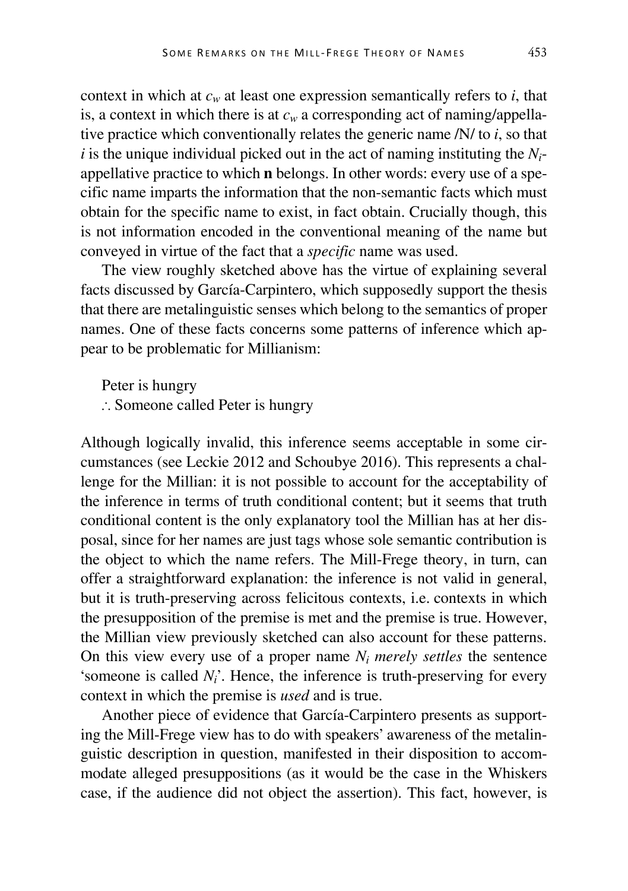context in which at $c_w$ at least one expression semantically refers to $i$, that is, a context in which there is at $c_w$ a corresponding act of naming/appellative practice which conventionally relates the generic name /N/ to $i$, so that $i$ is the unique individual picked out in the act of naming instituting the $N_i$-appellative practice to which **n** belongs. In other words: every use of a specific name imparts the information that the non-semantic facts which must obtain for the specific name to exist, in fact obtain. Crucially though, this is not information encoded in the conventional meaning of the name but conveyed in virtue of the fact that a *specific* name was used.

The view roughly sketched above has the virtue of explaining several facts discussed by García-Carpintero, which supposedly support the thesis that there are metalinguistic senses which belong to the semantics of proper names. One of these facts concerns some patterns of inference which appear to be problematic for Millianism:

Peter is hungry
∴ Someone called Peter is hungry

Although logically invalid, this inference seems acceptable in some circumstances (see Leckie 2012 and Schoubye 2016). This represents a challenge for the Millian: it is not possible to account for the acceptability of the inference in terms of truth conditional content; but it seems that truth conditional content is the only explanatory tool the Millian has at her disposal, since for her names are just tags whose sole semantic contribution is the object to which the name refers. The Mill-Frege theory, in turn, can offer a straightforward explanation: the inference is not valid in general, but it is truth-preserving across felicitous contexts, i.e. contexts in which the presupposition of the premise is met and the premise is true. However, the Millian view previously sketched can also account for these patterns. On this view every use of a proper name $N_i$ *merely settles* the sentence 'someone is called $N_i$'. Hence, the inference is truth-preserving for every context in which the premise is *used* and is true.

Another piece of evidence that García-Carpintero presents as supporting the Mill-Frege view has to do with speakers' awareness of the metalinguistic description in question, manifested in their disposition to accommodate alleged presuppositions (as it would be the case in the Whiskers case, if the audience did not object the assertion). This fact, however, is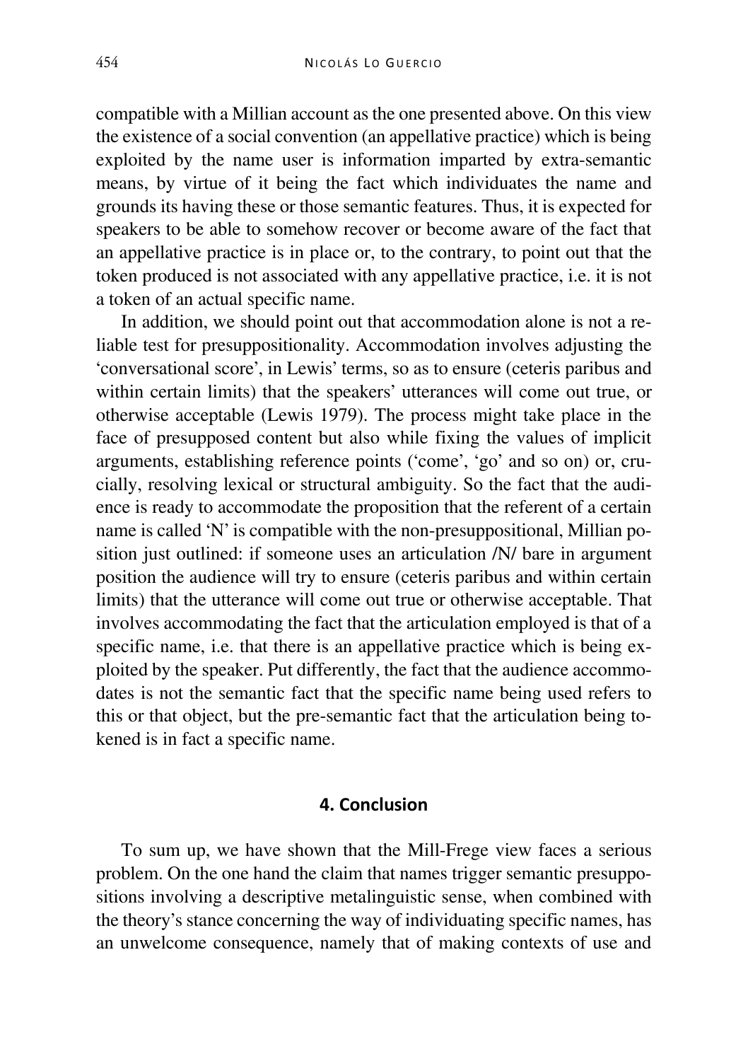compatible with a Millian account as the one presented above. On this view the existence of a social convention (an appellative practice) which is being exploited by the name user is information imparted by extra-semantic means, by virtue of it being the fact which individuates the name and grounds its having these or those semantic features. Thus, it is expected for speakers to be able to somehow recover or become aware of the fact that an appellative practice is in place or, to the contrary, to point out that the token produced is not associated with any appellative practice, i.e. it is not a token of an actual specific name.

In addition, we should point out that accommodation alone is not a reliable test for presuppositionality. Accommodation involves adjusting the 'conversational score', in Lewis' terms, so as to ensure (ceteris paribus and within certain limits) that the speakers' utterances will come out true, or otherwise acceptable (Lewis 1979). The process might take place in the face of presupposed content but also while fixing the values of implicit arguments, establishing reference points ('come', 'go' and so on) or, crucially, resolving lexical or structural ambiguity. So the fact that the audience is ready to accommodate the proposition that the referent of a certain name is called 'N' is compatible with the non-presuppositional, Millian position just outlined: if someone uses an articulation /N/ bare in argument position the audience will try to ensure (ceteris paribus and within certain limits) that the utterance will come out true or otherwise acceptable. That involves accommodating the fact that the articulation employed is that of a specific name, i.e. that there is an appellative practice which is being exploited by the speaker. Put differently, the fact that the audience accommodates is not the semantic fact that the specific name being used refers to this or that object, but the pre-semantic fact that the articulation being tokened is in fact a specific name.

## 4. Conclusion

To sum up, we have shown that the Mill-Frege view faces a serious problem. On the one hand the claim that names trigger semantic presuppositions involving a descriptive metalinguistic sense, when combined with the theory's stance concerning the way of individuating specific names, has an unwelcome consequence, namely that of making contexts of use and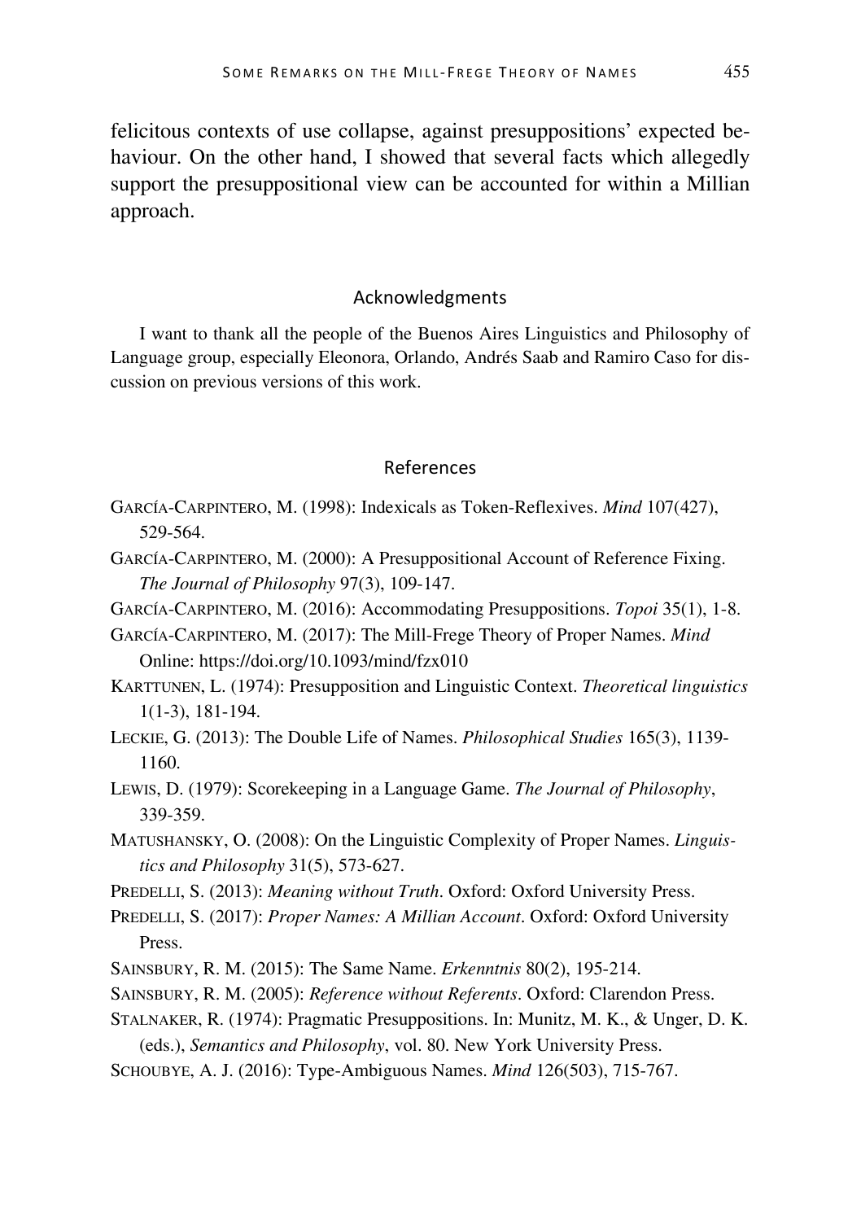felicitous contexts of use collapse, against presuppositions' expected behaviour. On the other hand, I showed that several facts which allegedly support the presuppositional view can be accounted for within a Millian approach.

## Acknowledgments

I want to thank all the people of the Buenos Aires Linguistics and Philosophy of Language group, especially Eleonora, Orlando, Andrés Saab and Ramiro Caso for discussion on previous versions of this work.

## References

GARCÍA-CARPINTERO, M. (1998): Indexicals as Token-Reflexives. *Mind* 107(427), 529-564.

GARCÍA-CARPINTERO, M. (2000): A Presuppositional Account of Reference Fixing. *The Journal of Philosophy* 97(3), 109-147.

GARCÍA-CARPINTERO, M. (2016): Accommodating Presuppositions. *Topoi* 35(1), 1-8.

GARCÍA-CARPINTERO, M. (2017): The Mill-Frege Theory of Proper Names. *Mind* Online: https://doi.org/10.1093/mind/fzx010

KARTTUNEN, L. (1974): Presupposition and Linguistic Context. *Theoretical linguistics* 1(1-3), 181-194.

LECKIE, G. (2013): The Double Life of Names. *Philosophical Studies* 165(3), 1139-1160.

LEWIS, D. (1979): Scorekeeping in a Language Game. *The Journal of Philosophy*, 339-359.

MATUSHANSKY, O. (2008): On the Linguistic Complexity of Proper Names. *Linguistics and Philosophy* 31(5), 573-627.

PREDELLI, S. (2013): *Meaning without Truth*. Oxford: Oxford University Press.

PREDELLI, S. (2017): *Proper Names: A Millian Account*. Oxford: Oxford University Press.

SAINSBURY, R. M. (2015): The Same Name. *Erkenntnis* 80(2), 195-214.

SAINSBURY, R. M. (2005): *Reference without Referents*. Oxford: Clarendon Press.

STALNAKER, R. (1974): Pragmatic Presuppositions. In: Munitz, M. K., & Unger, D. K. (eds.), *Semantics and Philosophy*, vol. 80. New York University Press.

SCHOUBYE, A. J. (2016): Type-Ambiguous Names. *Mind* 126(503), 715-767.